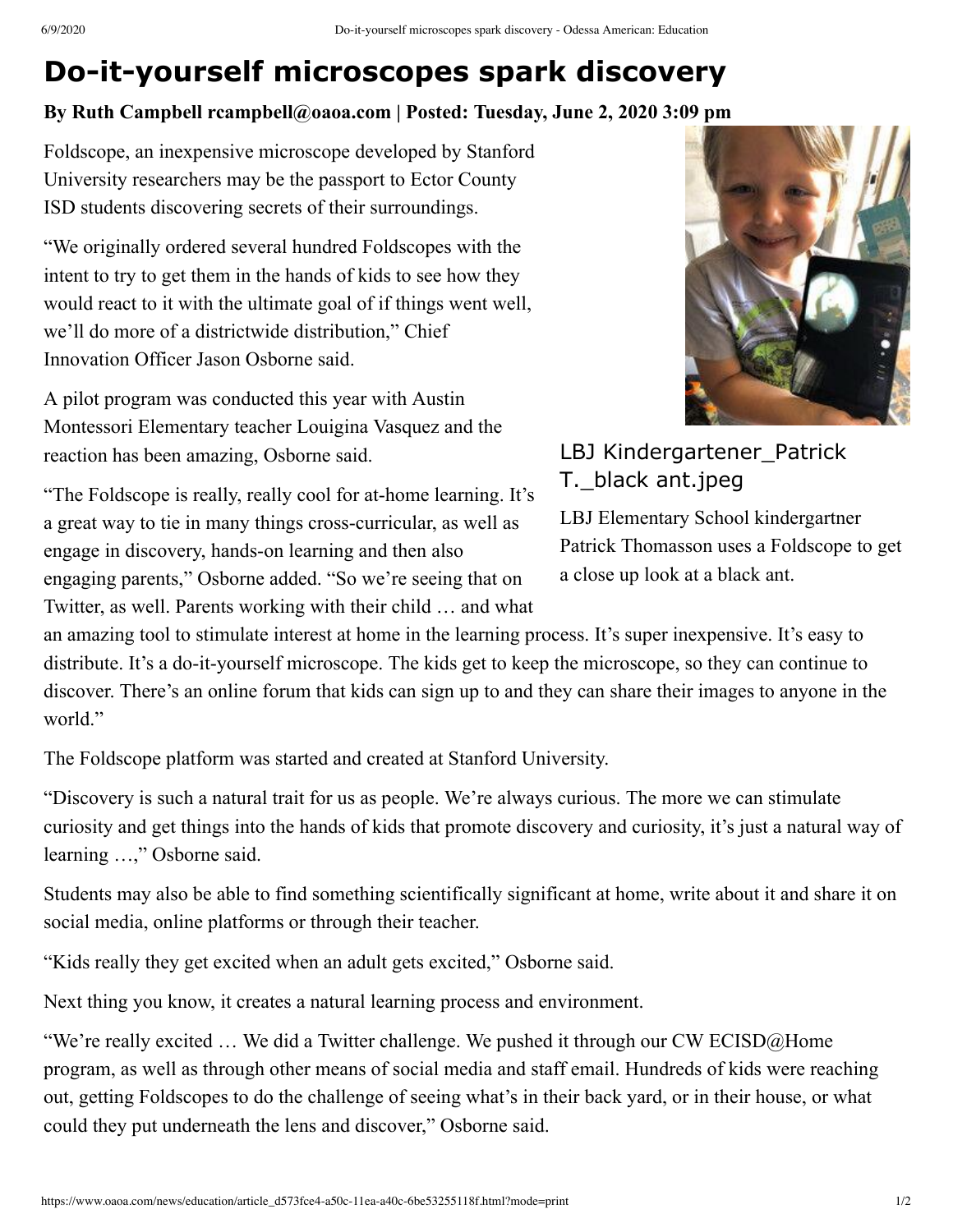# Do-it-yourself microscopes spark discovery

**By Ruth Campbell rcampbell@oaoa.com | Posted: Tuesday, June 2, 2020 3:09 pm**

Foldscope, an inexpensive microscope developed by Stanford University researchers may be the passport to Ector County ISD students discovering secrets of their surroundings.

"We originally ordered several hundred Foldscopes with the intent to try to get them in the hands of kids to see how they would react to it with the ultimate goal of if things went well, we'll do more of a districtwide distribution," Chief Innovation Officer Jason Osborne said.

A pilot program was conducted this year with Austin Montessori Elementary teacher Louigina Vasquez and the reaction has been amazing, Osborne said.

LBJ Kindergartener_Patrick T._black ant.jpeg

LBJ Elementary School kindergartner Patrick Thomasson uses a Foldscope to get a close up look at a black ant.

"The Foldscope is really, really cool for at-home learning. It's a great way to tie in many things cross-curricular, as well as engage in discovery, hands-on learning and then also engaging parents," Osborne added. "So we're seeing that on Twitter, as well. Parents working with their child … and what an amazing tool to stimulate interest at home in the learning process. It's super inexpensive. It's easy to distribute. It's a do-it-yourself microscope. The kids get to keep the microscope, so they can continue to discover. There's an online forum that kids can sign up to and they can share their images to anyone in the world."

The Foldscope platform was started and created at Stanford University.

"Discovery is such a natural trait for us as people. We're always curious. The more we can stimulate curiosity and get things into the hands of kids that promote discovery and curiosity, it's just a natural way of learning …," Osborne said.

Students may also be able to find something scientifically significant at home, write about it and share it on social media, online platforms or through their teacher.

"Kids really they get excited when an adult gets excited," Osborne said.

Next thing you know, it creates a natural learning process and environment.

"We're really excited … We did a Twitter challenge. We pushed it through our CW ECISD@Home program, as well as through other means of social media and staff email. Hundreds of kids were reaching out, getting Foldscopes to do the challenge of seeing what's in their back yard, or in their house, or what could they put underneath the lens and discover," Osborne said.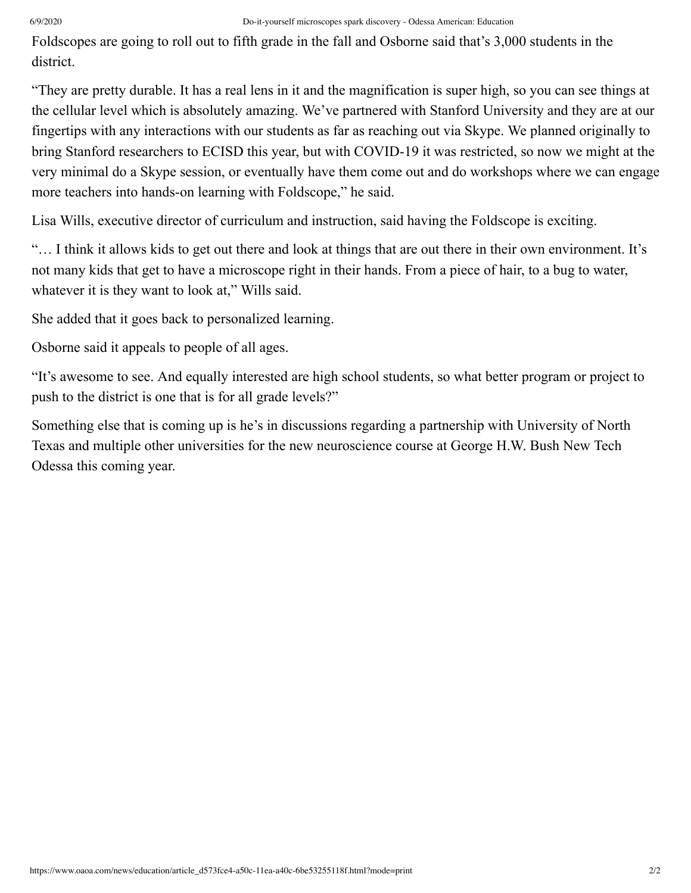Foldscopes are going to roll out to fifth grade in the fall and Osborne said that's 3,000 students in the district.

"They are pretty durable. It has a real lens in it and the magnification is super high, so you can see things at the cellular level which is absolutely amazing. We've partnered with Stanford University and they are at our fingertips with any interactions with our students as far as reaching out via Skype. We planned originally to bring Stanford researchers to ECISD this year, but with COVID-19 it was restricted, so now we might at the very minimal do a Skype session, or eventually have them come out and do workshops where we can engage more teachers into hands-on learning with Foldscope," he said.

Lisa Wills, executive director of curriculum and instruction, said having the Foldscope is exciting.

"… I think it allows kids to get out there and look at things that are out there in their own environment. It's not many kids that get to have a microscope right in their hands. From a piece of hair, to a bug to water, whatever it is they want to look at," Wills said.

She added that it goes back to personalized learning.

Osborne said it appeals to people of all ages.

"It's awesome to see. And equally interested are high school students, so what better program or project to push to the district is one that is for all grade levels?"

Something else that is coming up is he's in discussions regarding a partnership with University of North Texas and multiple other universities for the new neuroscience course at George H.W. Bush New Tech Odessa this coming year.